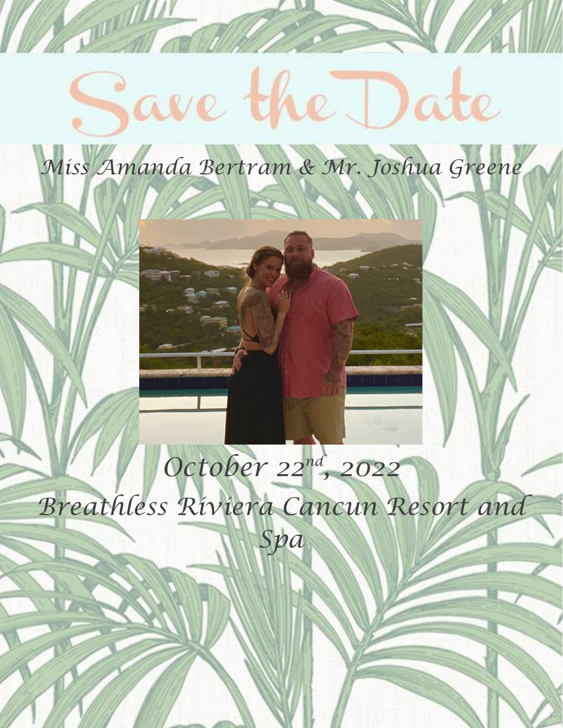# Save the Date

*Miss Amanda Bertram & Mr. Joshua Greene*

*October 22nd, 2022*

*Breathless Riviera Cancun Resort and Spa*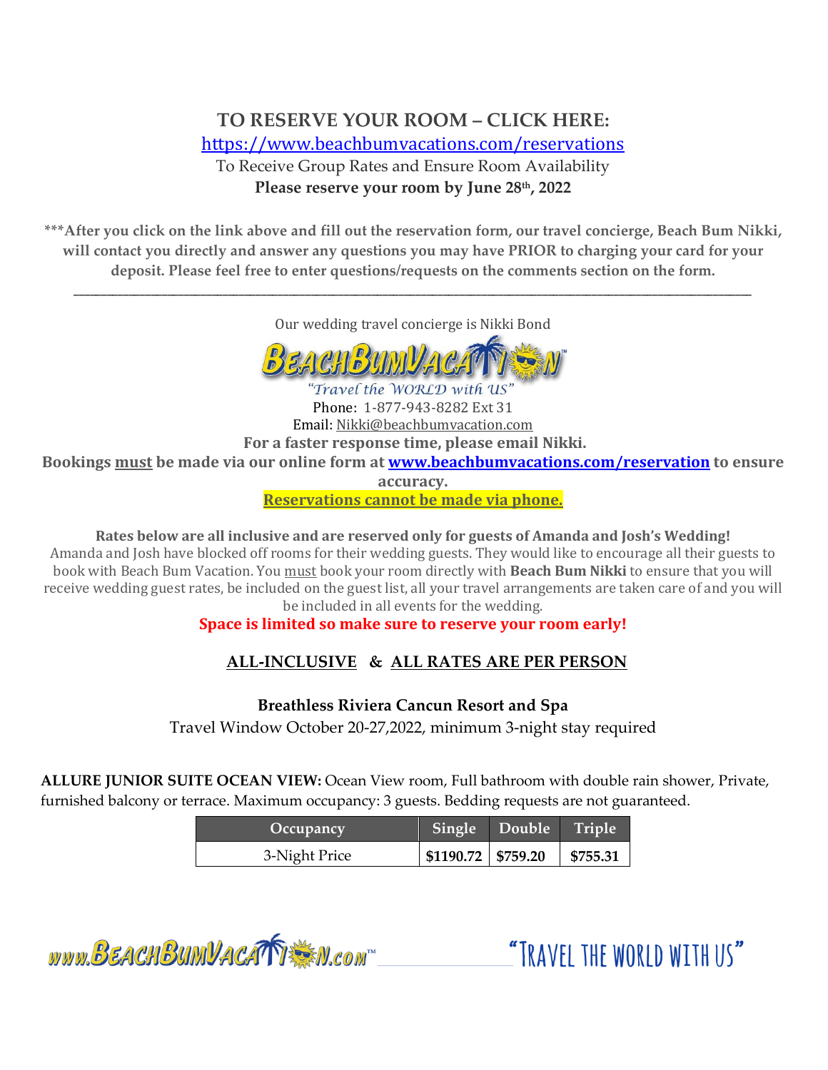## TO RESERVE YOUR ROOM – CLICK HERE:

https://www.beachbumvacations.com/reservations

To Receive Group Rates and Ensure Room Availability

**Please reserve your room by June 28th, 2022**

**\*\*\*After you click on the link above and fill out the reservation form, our travel concierge, Beach Bum Nikki, will contact you directly and answer any questions you may have PRIOR to charging your card for your deposit. Please feel free to enter questions/requests on the comments section on the form.**

---

Our wedding travel concierge is Nikki Bond

"Travel the WORLD with US"

Phone: 1-877-943-8282 Ext 31

Email: Nikki@beachbumvacation.com

**For a faster response time, please email Nikki.**

**Bookings must be made via our online form at www.beachbumvacations.com/reservation to ensure accuracy.**

**Reservations cannot be made via phone.**

**Rates below are all inclusive and are reserved only for guests of Amanda and Josh's Wedding!**

Amanda and Josh have blocked off rooms for their wedding guests. They would like to encourage all their guests to book with Beach Bum Vacation. You must book your room directly with **Beach Bum Nikki** to ensure that you will receive wedding guest rates, be included on the guest list, all your travel arrangements are taken care of and you will be included in all events for the wedding.

**Space is limited so make sure to reserve your room early!**

## ALL-INCLUSIVE & ALL RATES ARE PER PERSON

**Breathless Riviera Cancun Resort and Spa**

Travel Window October 20-27,2022, minimum 3-night stay required

**ALLURE JUNIOR SUITE OCEAN VIEW:** Ocean View room, Full bathroom with double rain shower, Private, furnished balcony or terrace. Maximum occupancy: 3 guests. Bedding requests are not guaranteed.

| Occupancy | Single | Double | Triple |
|---|---|---|---|
| 3-Night Price | **$1190.72** | **$759.20** | **$755.31** |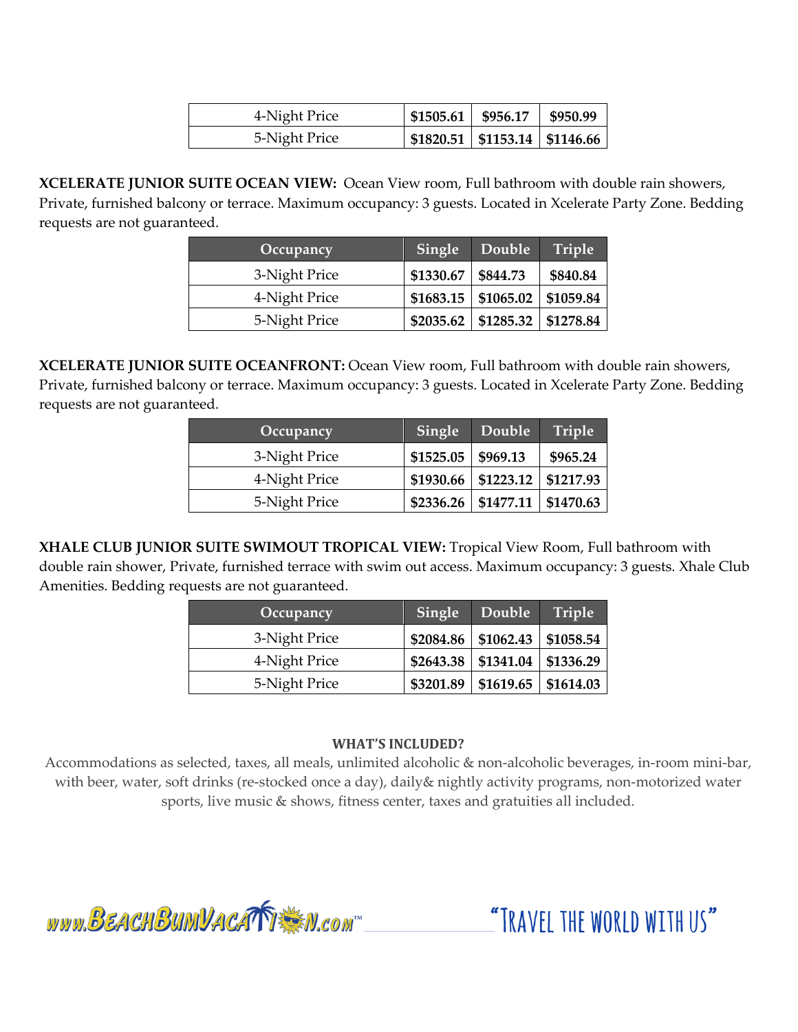| | | | |
|---|---|---|---|
| 4-Night Price | **$1505.61** | **$956.17** | **$950.99** |
| 5-Night Price | **$1820.51** | **$1153.14** | **$1146.66** |

**XCELERATE JUNIOR SUITE OCEAN VIEW:** Ocean View room, Full bathroom with double rain showers, Private, furnished balcony or terrace. Maximum occupancy: 3 guests. Located in Xcelerate Party Zone. Bedding requests are not guaranteed.

| Occupancy | Single | Double | Triple |
|---|---|---|---|
| 3-Night Price | **$1330.67** | **$844.73** | **$840.84** |
| 4-Night Price | **$1683.15** | **$1065.02** | **$1059.84** |
| 5-Night Price | **$2035.62** | **$1285.32** | **$1278.84** |

**XCELERATE JUNIOR SUITE OCEANFRONT:** Ocean View room, Full bathroom with double rain showers, Private, furnished balcony or terrace. Maximum occupancy: 3 guests. Located in Xcelerate Party Zone. Bedding requests are not guaranteed.

| Occupancy | Single | Double | Triple |
|---|---|---|---|
| 3-Night Price | **$1525.05** | **$969.13** | **$965.24** |
| 4-Night Price | **$1930.66** | **$1223.12** | **$1217.93** |
| 5-Night Price | **$2336.26** | **$1477.11** | **$1470.63** |

**XHALE CLUB JUNIOR SUITE SWIMOUT TROPICAL VIEW:** Tropical View Room, Full bathroom with double rain shower, Private, furnished terrace with swim out access. Maximum occupancy: 3 guests. Xhale Club Amenities. Bedding requests are not guaranteed.

| Occupancy | Single | Double | Triple |
|---|---|---|---|
| 3-Night Price | **$2084.86** | **$1062.43** | **$1058.54** |
| 4-Night Price | **$2643.38** | **$1341.04** | **$1336.29** |
| 5-Night Price | **$3201.89** | **$1619.65** | **$1614.03** |

**WHAT'S INCLUDED?**

Accommodations as selected, taxes, all meals, unlimited alcoholic & non-alcoholic beverages, in-room mini-bar, with beer, water, soft drinks (re-stocked once a day), daily& nightly activity programs, non-motorized water sports, live music & shows, fitness center, taxes and gratuities all included.

www.BEACHBUMVACATION.com™ "TRAVEL THE WORLD WITH US"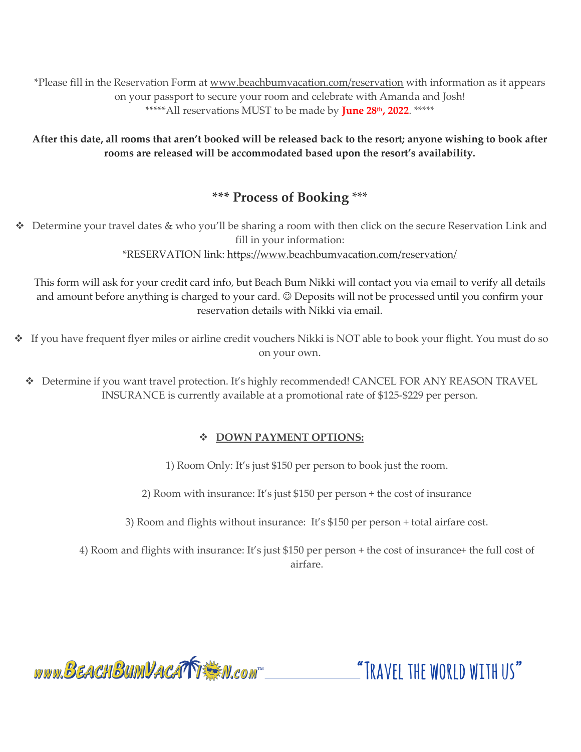*Please fill in the Reservation Form at www.beachbumvacation.com/reservation with information as it appears on your passport to secure your room and celebrate with Amanda and Josh!
*****All reservations MUST to be made by **June 28th, 2022**. *****

**After this date, all rooms that aren't booked will be released back to the resort; anyone wishing to book after rooms are released will be accommodated based upon the resort's availability.**

## *** Process of Booking ***

- Determine your travel dates & who you'll be sharing a room with then click on the secure Reservation Link and fill in your information:
  *RESERVATION link: https://www.beachbumvacation.com/reservation/

  This form will ask for your credit card info, but Beach Bum Nikki will contact you via email to verify all details and amount before anything is charged to your card. ☺ Deposits will not be processed until you confirm your reservation details with Nikki via email.

- If you have frequent flyer miles or airline credit vouchers Nikki is NOT able to book your flight. You must do so on your own.

- Determine if you want travel protection. It's highly recommended! CANCEL FOR ANY REASON TRAVEL INSURANCE is currently available at a promotional rate of $125-$229 per person.

- **DOWN PAYMENT OPTIONS:**

1) Room Only: It's just $150 per person to book just the room.

2) Room with insurance: It's just $150 per person + the cost of insurance

3) Room and flights without insurance: It's $150 per person + total airfare cost.

4) Room and flights with insurance: It's just $150 per person + the cost of insurance+ the full cost of airfare.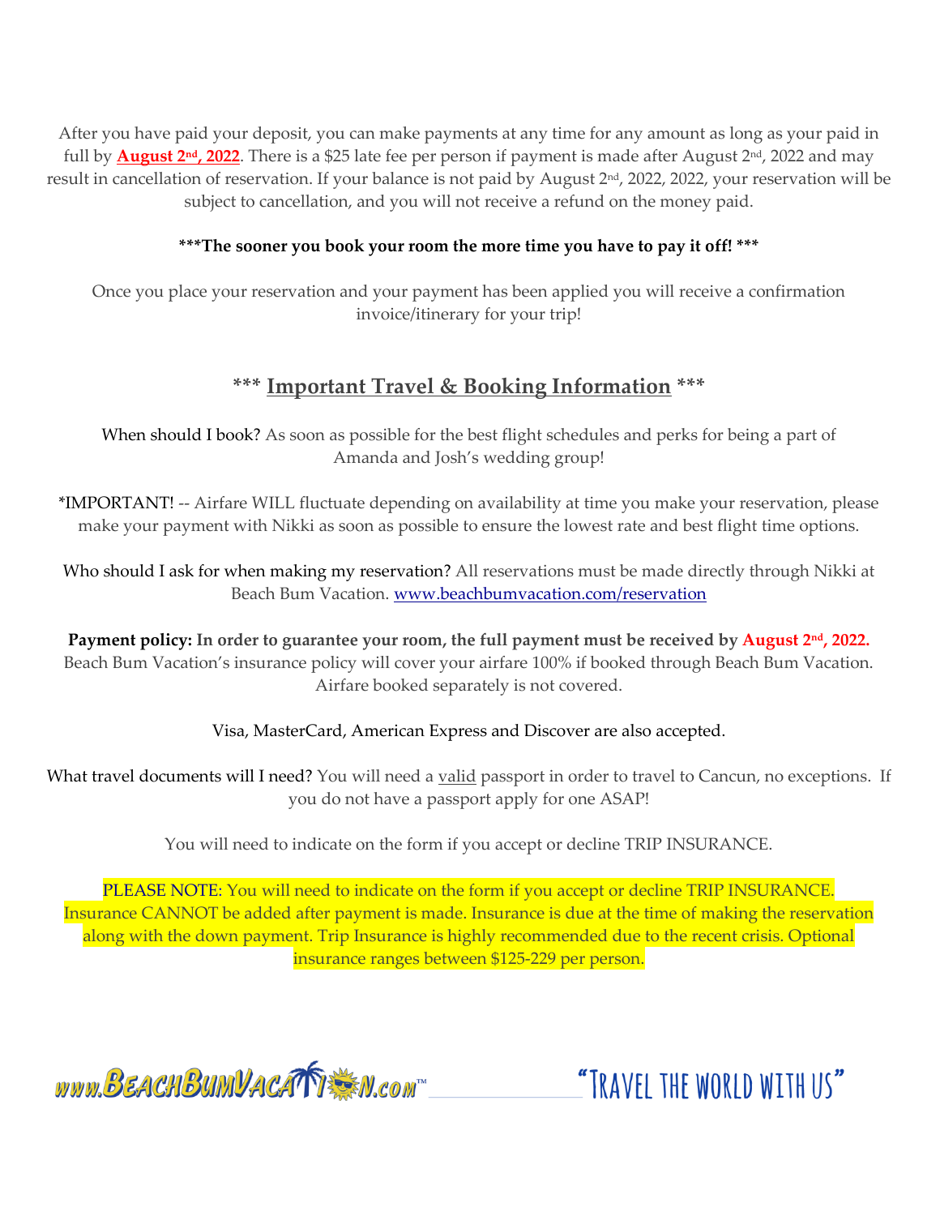After you have paid your deposit, you can make payments at any time for any amount as long as your paid in full by **August 2nd, 2022**. There is a $25 late fee per person if payment is made after August 2nd, 2022 and may result in cancellation of reservation. If your balance is not paid by August 2nd, 2022, 2022, your reservation will be subject to cancellation, and you will not receive a refund on the money paid.

**\*\*\*The sooner you book your room the more time you have to pay it off! \*\*\***

Once you place your reservation and your payment has been applied you will receive a confirmation invoice/itinerary for your trip!

## \*\*\* Important Travel & Booking Information \*\*\*

When should I book? As soon as possible for the best flight schedules and perks for being a part of Amanda and Josh's wedding group!

\*IMPORTANT! -- Airfare WILL fluctuate depending on availability at time you make your reservation, please make your payment with Nikki as soon as possible to ensure the lowest rate and best flight time options.

Who should I ask for when making my reservation? All reservations must be made directly through Nikki at Beach Bum Vacation. www.beachbumvacation.com/reservation

**Payment policy: In order to guarantee your room, the full payment must be received by August 2nd, 2022.** Beach Bum Vacation's insurance policy will cover your airfare 100% if booked through Beach Bum Vacation. Airfare booked separately is not covered.

Visa, MasterCard, American Express and Discover are also accepted.

What travel documents will I need? You will need a valid passport in order to travel to Cancun, no exceptions. If you do not have a passport apply for one ASAP!

You will need to indicate on the form if you accept or decline TRIP INSURANCE.

PLEASE NOTE: You will need to indicate on the form if you accept or decline TRIP INSURANCE. Insurance CANNOT be added after payment is made. Insurance is due at the time of making the reservation along with the down payment. Trip Insurance is highly recommended due to the recent crisis. Optional insurance ranges between $125-229 per person.

www.BeachBumVacation.com™ "Travel the world with us"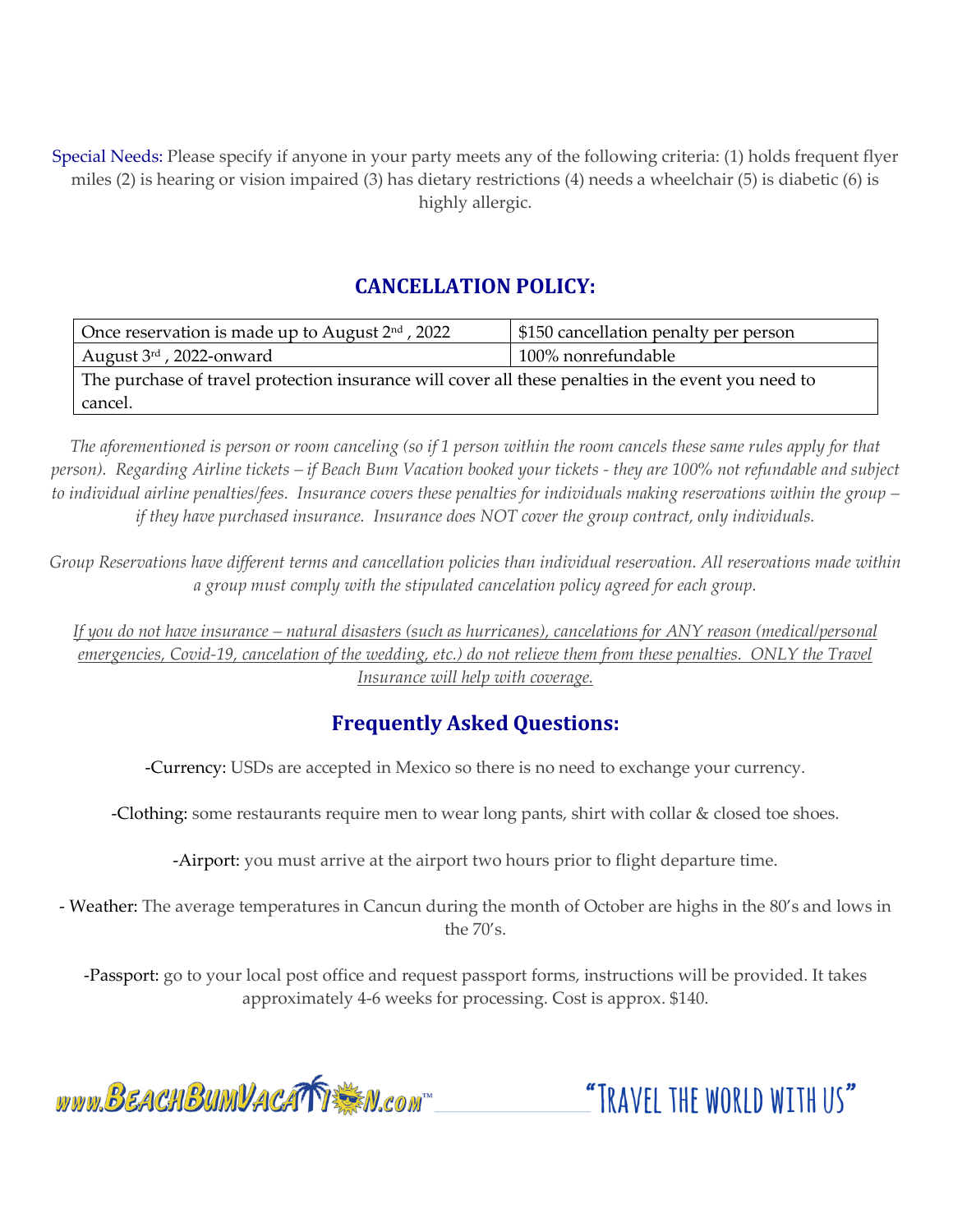Special Needs: Please specify if anyone in your party meets any of the following criteria: (1) holds frequent flyer miles (2) is hearing or vision impaired (3) has dietary restrictions (4) needs a wheelchair (5) is diabetic (6) is highly allergic.

## CANCELLATION POLICY:

| Once reservation is made up to August 2nd , 2022 | $150 cancellation penalty per person |
|---|---|
| August 3rd , 2022-onward | 100% nonrefundable |
| The purchase of travel protection insurance will cover all these penalties in the event you need to cancel. | |

*The aforementioned is person or room canceling (so if 1 person within the room cancels these same rules apply for that person). Regarding Airline tickets – if Beach Bum Vacation booked your tickets - they are 100% not refundable and subject to individual airline penalties/fees. Insurance covers these penalties for individuals making reservations within the group – if they have purchased insurance. Insurance does NOT cover the group contract, only individuals.*

*Group Reservations have different terms and cancellation policies than individual reservation. All reservations made within a group must comply with the stipulated cancelation policy agreed for each group.*

*If you do not have insurance – natural disasters (such as hurricanes), cancelations for ANY reason (medical/personal emergencies, Covid-19, cancelation of the wedding, etc.) do not relieve them from these penalties. ONLY the Travel Insurance will help with coverage.*

## Frequently Asked Questions:

-Currency: USDs are accepted in Mexico so there is no need to exchange your currency.

-Clothing: some restaurants require men to wear long pants, shirt with collar & closed toe shoes.

-Airport: you must arrive at the airport two hours prior to flight departure time.

- Weather: The average temperatures in Cancun during the month of October are highs in the 80's and lows in the 70's.

-Passport: go to your local post office and request passport forms, instructions will be provided. It takes approximately 4-6 weeks for processing. Cost is approx. $140.

www.BeachBumVacation.com™ "Travel the world with us"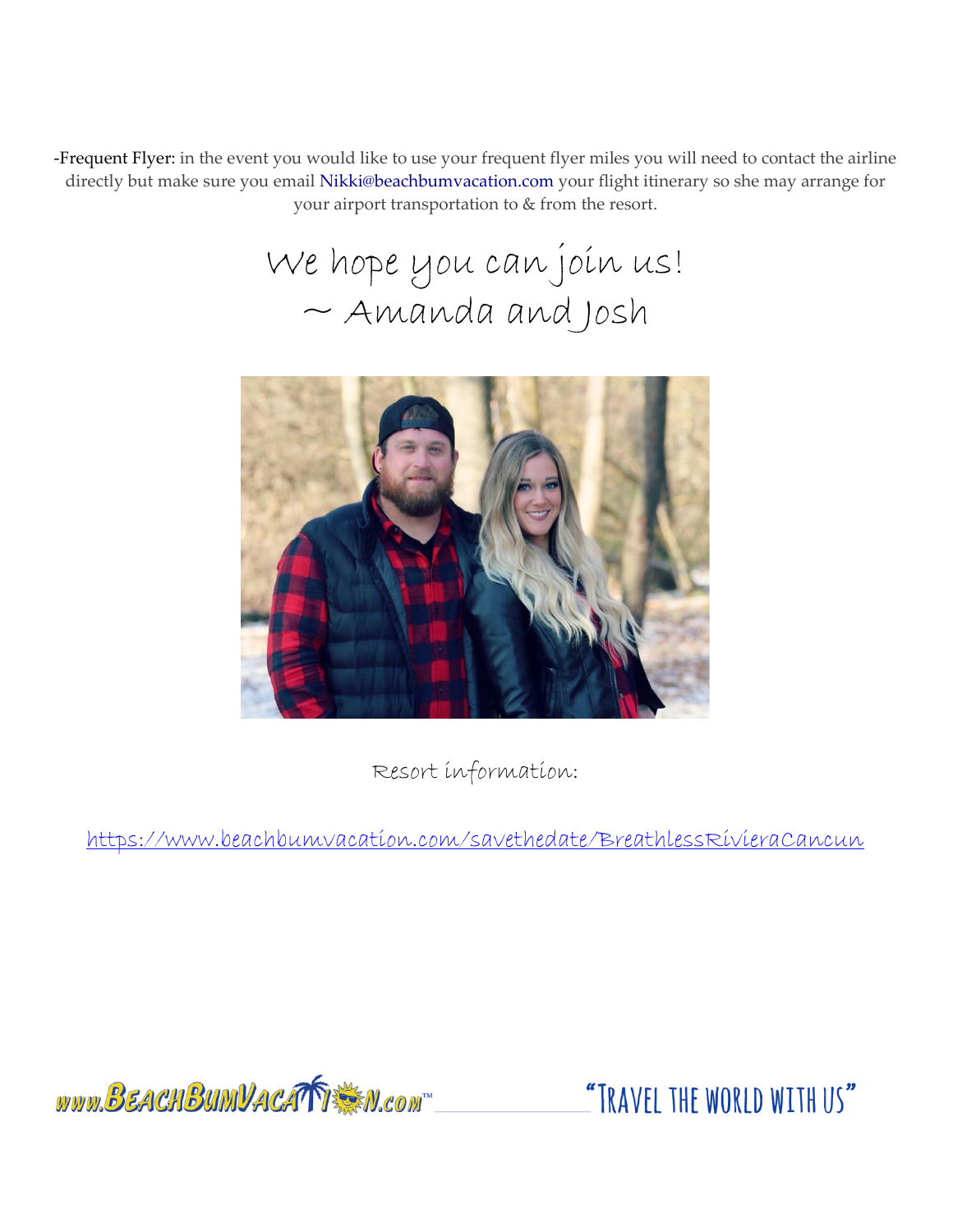-Frequent Flyer: in the event you would like to use your frequent flyer miles you will need to contact the airline directly but make sure you email Nikki@beachbumvacation.com your flight itinerary so she may arrange for your airport transportation to & from the resort.

We hope you can join us!
~ Amanda and Josh

Resort information:

https://www.beachbumvacation.com/savethedate/BreathlessRivieraCancun